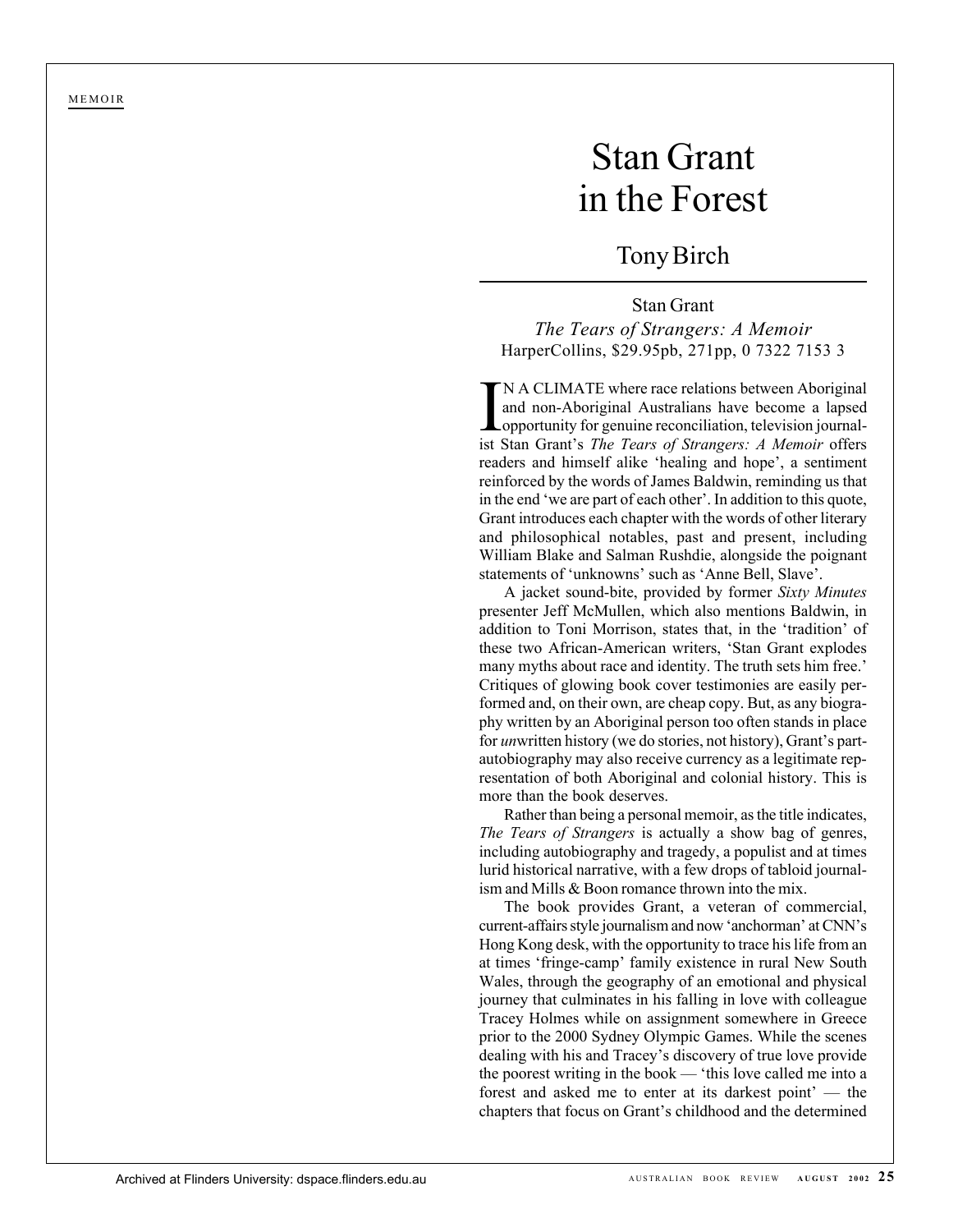MEMOIR

# Stan Grant in the Forest

## Tony Birch

Stan Grant
*The Tears of Strangers: A Memoir*
HarperCollins, $29.95pb, 271pp, 0 7322 7153 3

IN A CLIMATE where race relations between Aboriginal and non-Aboriginal Australians have become a lapsed opportunity for genuine reconciliation, television journalist Stan Grant's *The Tears of Strangers: A Memoir* offers readers and himself alike 'healing and hope', a sentiment reinforced by the words of James Baldwin, reminding us that in the end 'we are part of each other'. In addition to this quote, Grant introduces each chapter with the words of other literary and philosophical notables, past and present, including William Blake and Salman Rushdie, alongside the poignant statements of 'unknowns' such as 'Anne Bell, Slave'.

A jacket sound-bite, provided by former *Sixty Minutes* presenter Jeff McMullen, which also mentions Baldwin, in addition to Toni Morrison, states that, in the 'tradition' of these two African-American writers, 'Stan Grant explodes many myths about race and identity. The truth sets him free.' Critiques of glowing book cover testimonies are easily performed and, on their own, are cheap copy. But, as any biography written by an Aboriginal person too often stands in place for *un*written history (we do stories, not history), Grant's part-autobiography may also receive currency as a legitimate representation of both Aboriginal and colonial history. This is more than the book deserves.

Rather than being a personal memoir, as the title indicates, *The Tears of Strangers* is actually a show bag of genres, including autobiography and tragedy, a populist and at times lurid historical narrative, with a few drops of tabloid journalism and Mills & Boon romance thrown into the mix.

The book provides Grant, a veteran of commercial, current-affairs style journalism and now 'anchorman' at CNN's Hong Kong desk, with the opportunity to trace his life from an at times 'fringe-camp' family existence in rural New South Wales, through the geography of an emotional and physical journey that culminates in his falling in love with colleague Tracey Holmes while on assignment somewhere in Greece prior to the 2000 Sydney Olympic Games. While the scenes dealing with his and Tracey's discovery of true love provide the poorest writing in the book — 'this love called me into a forest and asked me to enter at its darkest point' — the chapters that focus on Grant's childhood and the determined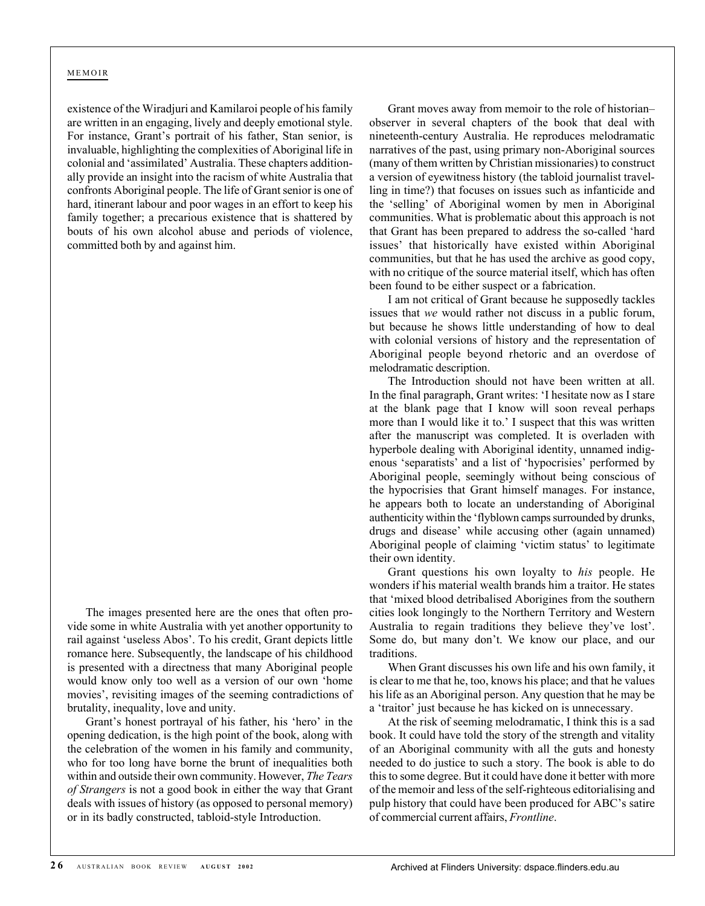existence of the Wiradjuri and Kamilaroi people of his family are written in an engaging, lively and deeply emotional style. For instance, Grant's portrait of his father, Stan senior, is invaluable, highlighting the complexities of Aboriginal life in colonial and 'assimilated' Australia. These chapters additionally provide an insight into the racism of white Australia that confronts Aboriginal people. The life of Grant senior is one of hard, itinerant labour and poor wages in an effort to keep his family together; a precarious existence that is shattered by bouts of his own alcohol abuse and periods of violence, committed both by and against him.

The images presented here are the ones that often provide some in white Australia with yet another opportunity to rail against 'useless Abos'. To his credit, Grant depicts little romance here. Subsequently, the landscape of his childhood is presented with a directness that many Aboriginal people would know only too well as a version of our own 'home movies', revisiting images of the seeming contradictions of brutality, inequality, love and unity.

Grant's honest portrayal of his father, his 'hero' in the opening dedication, is the high point of the book, along with the celebration of the women in his family and community, who for too long have borne the brunt of inequalities both within and outside their own community. However, *The Tears of Strangers* is not a good book in either the way that Grant deals with issues of history (as opposed to personal memory) or in its badly constructed, tabloid-style Introduction.

Grant moves away from memoir to the role of historian–observer in several chapters of the book that deal with nineteenth-century Australia. He reproduces melodramatic narratives of the past, using primary non-Aboriginal sources (many of them written by Christian missionaries) to construct a version of eyewitness history (the tabloid journalist travelling in time?) that focuses on issues such as infanticide and the 'selling' of Aboriginal women by men in Aboriginal communities. What is problematic about this approach is not that Grant has been prepared to address the so-called 'hard issues' that historically have existed within Aboriginal communities, but that he has used the archive as good copy, with no critique of the source material itself, which has often been found to be either suspect or a fabrication.

I am not critical of Grant because he supposedly tackles issues that *we* would rather not discuss in a public forum, but because he shows little understanding of how to deal with colonial versions of history and the representation of Aboriginal people beyond rhetoric and an overdose of melodramatic description.

The Introduction should not have been written at all. In the final paragraph, Grant writes: 'I hesitate now as I stare at the blank page that I know will soon reveal perhaps more than I would like it to.' I suspect that this was written after the manuscript was completed. It is overladen with hyperbole dealing with Aboriginal identity, unnamed indigenous 'separatists' and a list of 'hypocrisies' performed by Aboriginal people, seemingly without being conscious of the hypocrisies that Grant himself manages. For instance, he appears both to locate an understanding of Aboriginal authenticity within the 'flyblown camps surrounded by drunks, drugs and disease' while accusing other (again unnamed) Aboriginal people of claiming 'victim status' to legitimate their own identity.

Grant questions his own loyalty to *his* people. He wonders if his material wealth brands him a traitor. He states that 'mixed blood detribalised Aborigines from the southern cities look longingly to the Northern Territory and Western Australia to regain traditions they believe they've lost'. Some do, but many don't. We know our place, and our traditions.

When Grant discusses his own life and his own family, it is clear to me that he, too, knows his place; and that he values his life as an Aboriginal person. Any question that he may be a 'traitor' just because he has kicked on is unnecessary.

At the risk of seeming melodramatic, I think this is a sad book. It could have told the story of the strength and vitality of an Aboriginal community with all the guts and honesty needed to do justice to such a story. The book is able to do this to some degree. But it could have done it better with more of the memoir and less of the self-righteous editorialising and pulp history that could have been produced for ABC's satire of commercial current affairs, *Frontline*.